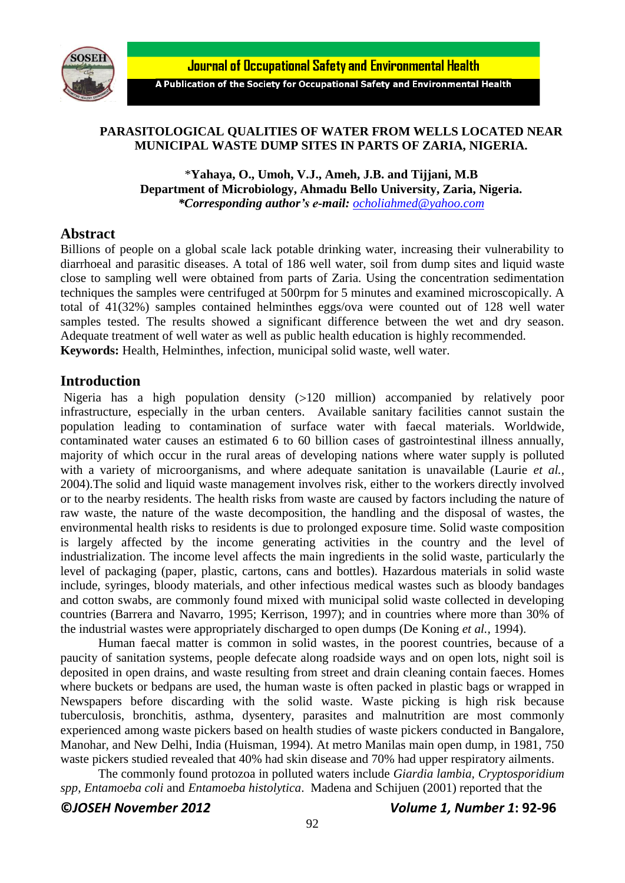**PARASITOLOGICAL QUALITIES OF WATER FROM WELLS LOCATED NEAR MUNICIPAL WASTE DUMP SITES IN PARTS OF ZARIA, NIGERIA.**

*Yahaya, O., Umoh, V.J., Ameh, J.B. and Tijjani, M.B**
**Department of Microbiology, Ahmadu Bello University, Zaria, Nigeria.**
***Corresponding author's e-mail: ocholiahmed@yahoo.com***

## Abstract

Billions of people on a global scale lack potable drinking water, increasing their vulnerability to diarrhoeal and parasitic diseases. A total of 186 well water, soil from dump sites and liquid waste close to sampling well were obtained from parts of Zaria. Using the concentration sedimentation techniques the samples were centrifuged at 500rpm for 5 minutes and examined microscopically. A total of 41(32%) samples contained helminthes eggs/ova were counted out of 128 well water samples tested. The results showed a significant difference between the wet and dry season. Adequate treatment of well water as well as public health education is highly recommended.

**Keywords:** Health, Helminthes, infection, municipal solid waste, well water.

## Introduction

Nigeria has a high population density (>120 million) accompanied by relatively poor infrastructure, especially in the urban centers. Available sanitary facilities cannot sustain the population leading to contamination of surface water with faecal materials. Worldwide, contaminated water causes an estimated 6 to 60 billion cases of gastrointestinal illness annually, majority of which occur in the rural areas of developing nations where water supply is polluted with a variety of microorganisms, and where adequate sanitation is unavailable (Laurie *et al.*, 2004).The solid and liquid waste management involves risk, either to the workers directly involved or to the nearby residents. The health risks from waste are caused by factors including the nature of raw waste, the nature of the waste decomposition, the handling and the disposal of wastes, the environmental health risks to residents is due to prolonged exposure time. Solid waste composition is largely affected by the income generating activities in the country and the level of industrialization. The income level affects the main ingredients in the solid waste, particularly the level of packaging (paper, plastic, cartons, cans and bottles). Hazardous materials in solid waste include, syringes, bloody materials, and other infectious medical wastes such as bloody bandages and cotton swabs, are commonly found mixed with municipal solid waste collected in developing countries (Barrera and Navarro, 1995; Kerrison, 1997); and in countries where more than 30% of the industrial wastes were appropriately discharged to open dumps (De Koning *et al.*, 1994).

Human faecal matter is common in solid wastes, in the poorest countries, because of a paucity of sanitation systems, people defecate along roadside ways and on open lots, night soil is deposited in open drains, and waste resulting from street and drain cleaning contain faeces. Homes where buckets or bedpans are used, the human waste is often packed in plastic bags or wrapped in Newspapers before discarding with the solid waste. Waste picking is high risk because tuberculosis, bronchitis, asthma, dysentery, parasites and malnutrition are most commonly experienced among waste pickers based on health studies of waste pickers conducted in Bangalore, Manohar, and New Delhi, India (Huisman, 1994). At metro Manilas main open dump, in 1981, 750 waste pickers studied revealed that 40% had skin disease and 70% had upper respiratory ailments.

The commonly found protozoa in polluted waters include *Giardia lambia, Cryptosporidium spp, Entamoeba coli* and *Entamoeba histolytica*. Madena and Schijuen (2001) reported that the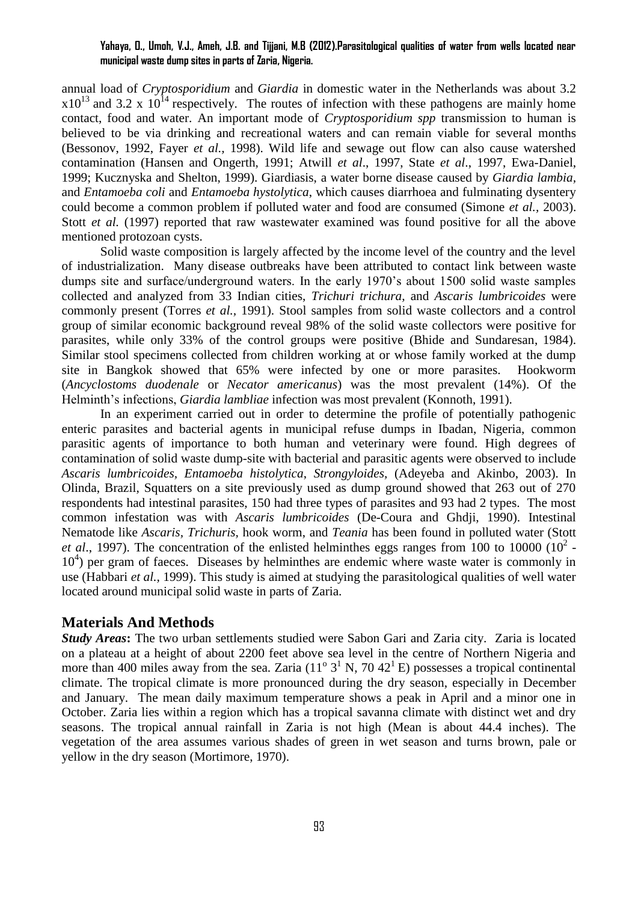annual load of *Cryptosporidium* and *Giardia* in domestic water in the Netherlands was about 3.2 $x10^{13}$ and 3.2 x $10^{14}$ respectively. The routes of infection with these pathogens are mainly home contact, food and water. An important mode of *Cryptosporidium spp* transmission to human is believed to be via drinking and recreational waters and can remain viable for several months (Bessonov, 1992, Fayer *et al.,* 1998). Wild life and sewage out flow can also cause watershed contamination (Hansen and Ongerth, 1991; Atwill *et al*., 1997, State *et al*., 1997, Ewa-Daniel, 1999; Kucznyska and Shelton, 1999). Giardiasis, a water borne disease caused by *Giardia lambia*, and *Entamoeba coli* and *Entamoeba hystolytica*, which causes diarrhoea and fulminating dysentery could become a common problem if polluted water and food are consumed (Simone *et al.*, 2003). Stott *et al.* (1997) reported that raw wastewater examined was found positive for all the above mentioned protozoan cysts.

Solid waste composition is largely affected by the income level of the country and the level of industrialization. Many disease outbreaks have been attributed to contact link between waste dumps site and surface/underground waters. In the early 1970's about 1500 solid waste samples collected and analyzed from 33 Indian cities, *Trichuri trichura*, and *Ascaris lumbricoides* were commonly present (Torres *et al.,* 1991). Stool samples from solid waste collectors and a control group of similar economic background reveal 98% of the solid waste collectors were positive for parasites, while only 33% of the control groups were positive (Bhide and Sundaresan, 1984). Similar stool specimens collected from children working at or whose family worked at the dump site in Bangkok showed that 65% were infected by one or more parasites. Hookworm (*Ancyclostoms duodenale* or *Necator americanus*) was the most prevalent (14%). Of the Helminth's infections, *Giardia lambliae* infection was most prevalent (Konnoth, 1991).

In an experiment carried out in order to determine the profile of potentially pathogenic enteric parasites and bacterial agents in municipal refuse dumps in Ibadan, Nigeria, common parasitic agents of importance to both human and veterinary were found. High degrees of contamination of solid waste dump-site with bacterial and parasitic agents were observed to include *Ascaris lumbricoides*, *Entamoeba histolytica*, *Strongyloides*, (Adeyeba and Akinbo, 2003). In Olinda, Brazil, Squatters on a site previously used as dump ground showed that 263 out of 270 respondents had intestinal parasites, 150 had three types of parasites and 93 had 2 types. The most common infestation was with *Ascaris lumbricoides* (De-Coura and Ghdji, 1990). Intestinal Nematode like *Ascaris, Trichuris*, hook worm, and *Teania* has been found in polluted water (Stott *et al*., 1997). The concentration of the enlisted helminthes eggs ranges from 100 to 10000 ($10^2$ - $10^4$) per gram of faeces. Diseases by helminthes are endemic where waste water is commonly in use (Habbari *et al.,* 1999). This study is aimed at studying the parasitological qualities of well water located around municipal solid waste in parts of Zaria.

## Materials And Methods

***Study Areas*:** The two urban settlements studied were Sabon Gari and Zaria city. Zaria is located on a plateau at a height of about 2200 feet above sea level in the centre of Northern Nigeria and more than 400 miles away from the sea. Zaria ($11^o$ $3^1$ N, 70 $42^1$ E) possesses a tropical continental climate. The tropical climate is more pronounced during the dry season, especially in December and January. The mean daily maximum temperature shows a peak in April and a minor one in October. Zaria lies within a region which has a tropical savanna climate with distinct wet and dry seasons. The tropical annual rainfall in Zaria is not high (Mean is about 44.4 inches). The vegetation of the area assumes various shades of green in wet season and turns brown, pale or yellow in the dry season (Mortimore, 1970).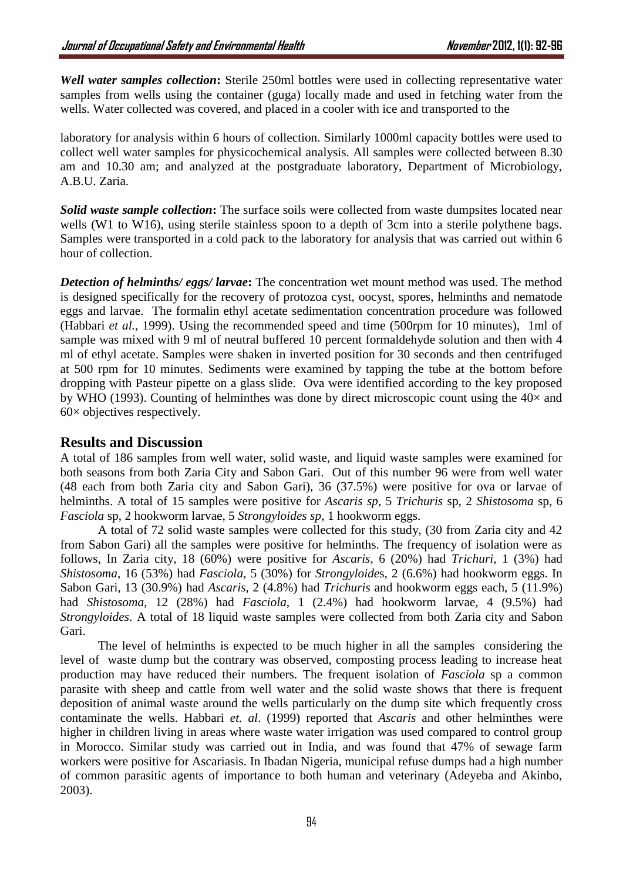***Well water samples collection*:** Sterile 250ml bottles were used in collecting representative water samples from wells using the container (guga) locally made and used in fetching water from the wells. Water collected was covered, and placed in a cooler with ice and transported to the

laboratory for analysis within 6 hours of collection. Similarly 1000ml capacity bottles were used to collect well water samples for physicochemical analysis. All samples were collected between 8.30 am and 10.30 am; and analyzed at the postgraduate laboratory, Department of Microbiology, A.B.U. Zaria.

***Solid waste sample collection*:** The surface soils were collected from waste dumpsites located near wells (W1 to W16), using sterile stainless spoon to a depth of 3cm into a sterile polythene bags. Samples were transported in a cold pack to the laboratory for analysis that was carried out within 6 hour of collection.

***Detection of helminths/ eggs/ larvae*:** The concentration wet mount method was used. The method is designed specifically for the recovery of protozoa cyst, oocyst, spores, helminths and nematode eggs and larvae. The formalin ethyl acetate sedimentation concentration procedure was followed (Habbari *et al.*, 1999). Using the recommended speed and time (500rpm for 10 minutes), 1ml of sample was mixed with 9 ml of neutral buffered 10 percent formaldehyde solution and then with 4 ml of ethyl acetate. Samples were shaken in inverted position for 30 seconds and then centrifuged at 500 rpm for 10 minutes. Sediments were examined by tapping the tube at the bottom before dropping with Pasteur pipette on a glass slide. Ova were identified according to the key proposed by WHO (1993). Counting of helminthes was done by direct microscopic count using the 40× and 60× objectives respectively.

## Results and Discussion

A total of 186 samples from well water, solid waste, and liquid waste samples were examined for both seasons from both Zaria City and Sabon Gari. Out of this number 96 were from well water (48 each from both Zaria city and Sabon Gari), 36 (37.5%) were positive for ova or larvae of helminths. A total of 15 samples were positive for *Ascaris sp*, 5 *Trichuris* sp, 2 *Shistosoma* sp, 6 *Fasciola* sp, 2 hookworm larvae, 5 *Strongyloides sp*, 1 hookworm eggs.

A total of 72 solid waste samples were collected for this study, (30 from Zaria city and 42 from Sabon Gari) all the samples were positive for helminths. The frequency of isolation were as follows, In Zaria city, 18 (60%) were positive for *Ascaris*, 6 (20%) had *Trichuri*, 1 (3%) had *Shistosoma*, 16 (53%) had *Fasciola*, 5 (30%) for *Strongyloide*s, 2 (6.6%) had hookworm eggs. In Sabon Gari, 13 (30.9%) had *Ascaris*, 2 (4.8%) had *Trichuris* and hookworm eggs each, 5 (11.9%) had *Shistosoma*, 12 (28%) had *Fasciola*, 1 (2.4%) had hookworm larvae, 4 (9.5%) had *Strongyloides*. A total of 18 liquid waste samples were collected from both Zaria city and Sabon Gari.

The level of helminths is expected to be much higher in all the samples considering the level of waste dump but the contrary was observed, composting process leading to increase heat production may have reduced their numbers. The frequent isolation of *Fasciola* sp a common parasite with sheep and cattle from well water and the solid waste shows that there is frequent deposition of animal waste around the wells particularly on the dump site which frequently cross contaminate the wells. Habbari *et. al*. (1999) reported that *Ascaris* and other helminthes were higher in children living in areas where waste water irrigation was used compared to control group in Morocco. Similar study was carried out in India, and was found that 47% of sewage farm workers were positive for Ascariasis. In Ibadan Nigeria, municipal refuse dumps had a high number of common parasitic agents of importance to both human and veterinary (Adeyeba and Akinbo, 2003).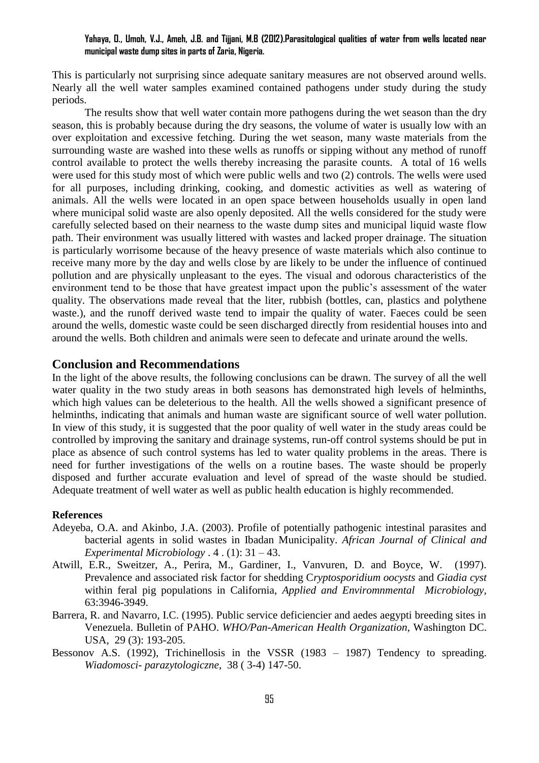This is particularly not surprising since adequate sanitary measures are not observed around wells. Nearly all the well water samples examined contained pathogens under study during the study periods.

The results show that well water contain more pathogens during the wet season than the dry season, this is probably because during the dry seasons, the volume of water is usually low with an over exploitation and excessive fetching. During the wet season, many waste materials from the surrounding waste are washed into these wells as runoffs or sipping without any method of runoff control available to protect the wells thereby increasing the parasite counts. A total of 16 wells were used for this study most of which were public wells and two (2) controls. The wells were used for all purposes, including drinking, cooking, and domestic activities as well as watering of animals. All the wells were located in an open space between households usually in open land where municipal solid waste are also openly deposited. All the wells considered for the study were carefully selected based on their nearness to the waste dump sites and municipal liquid waste flow path. Their environment was usually littered with wastes and lacked proper drainage. The situation is particularly worrisome because of the heavy presence of waste materials which also continue to receive many more by the day and wells close by are likely to be under the influence of continued pollution and are physically unpleasant to the eyes. The visual and odorous characteristics of the environment tend to be those that have greatest impact upon the public's assessment of the water quality. The observations made reveal that the liter, rubbish (bottles, can, plastics and polythene waste.), and the runoff derived waste tend to impair the quality of water. Faeces could be seen around the wells, domestic waste could be seen discharged directly from residential houses into and around the wells. Both children and animals were seen to defecate and urinate around the wells.

## Conclusion and Recommendations

In the light of the above results, the following conclusions can be drawn. The survey of all the well water quality in the two study areas in both seasons has demonstrated high levels of helminths, which high values can be deleterious to the health. All the wells showed a significant presence of helminths, indicating that animals and human waste are significant source of well water pollution. In view of this study, it is suggested that the poor quality of well water in the study areas could be controlled by improving the sanitary and drainage systems, run-off control systems should be put in place as absence of such control systems has led to water quality problems in the areas. There is need for further investigations of the wells on a routine bases. The waste should be properly disposed and further accurate evaluation and level of spread of the waste should be studied. Adequate treatment of well water as well as public health education is highly recommended.

**References**

Adeyeba, O.A. and Akinbo, J.A. (2003). Profile of potentially pathogenic intestinal parasites and bacterial agents in solid wastes in Ibadan Municipality. *African Journal of Clinical and Experimental Microbiology* . 4 . (1): 31 – 43.

Atwill, E.R., Sweitzer, A., Perira, M., Gardiner, I., Vanvuren, D. and Boyce, W. (1997). Prevalence and associated risk factor for shedding C*ryptosporidium oocysts* and *Giadia cyst* within feral pig populations in California, *Applied and Enviromnmental Microbiology,* 63:3946-3949.

Barrera, R. and Navarro, I.C. (1995). Public service deficiencier and aedes aegypti breeding sites in Venezuela. Bulletin of PAHO. *WHO/Pan-American Health Organization*, Washington DC. USA, 29 (3): 193-205.

Bessonov A.S. (1992), Trichinellosis in the VSSR (1983 – 1987) Tendency to spreading. *Wiadomosci- parazytologiczne*, 38 ( 3-4) 147-50.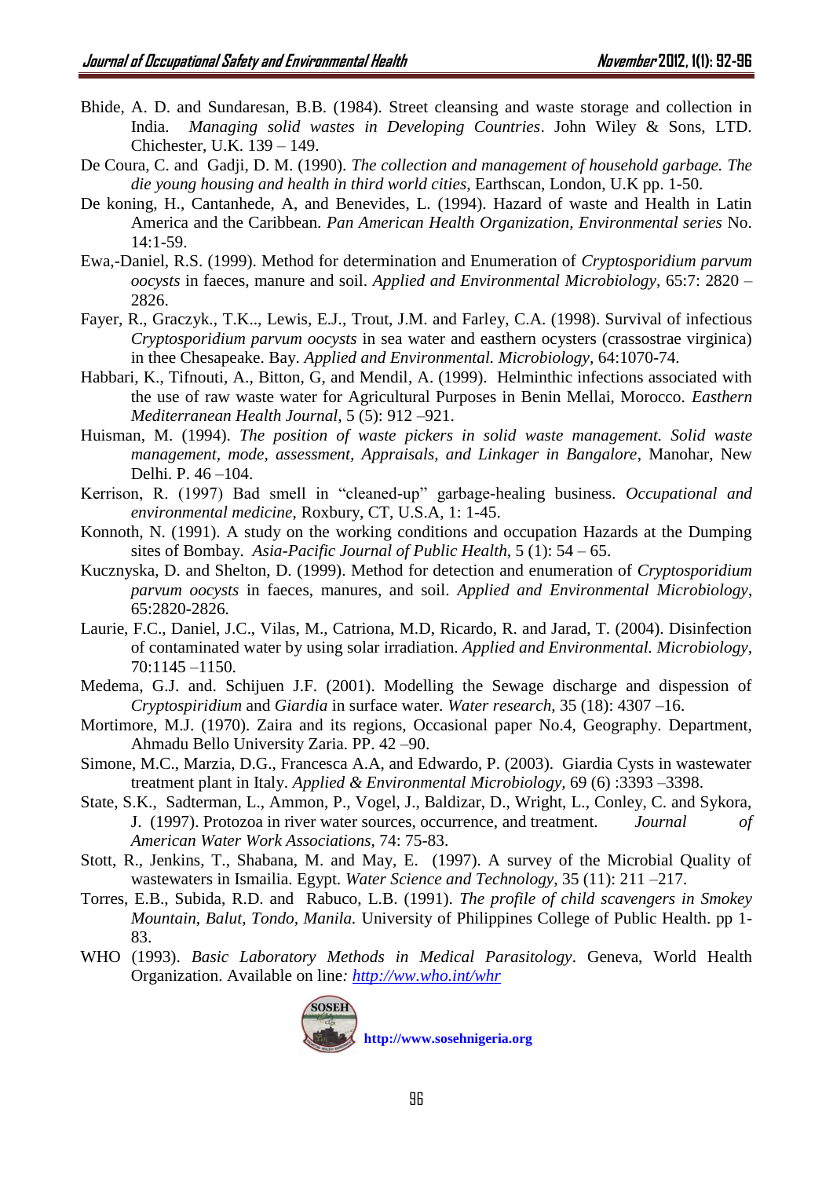Bhide, A. D. and Sundaresan, B.B. (1984). Street cleansing and waste storage and collection in India. *Managing solid wastes in Developing Countries*. John Wiley & Sons, LTD. Chichester, U.K. 139 – 149.

De Coura, C. and Gadji, D. M. (1990). *The collection and management of household garbage. The die young housing and health in third world cities*, Earthscan, London, U.K pp. 1-50.

De koning, H., Cantanhede, A, and Benevides, L. (1994). Hazard of waste and Health in Latin America and the Caribbean. *Pan American Health Organization*, *Environmental series* No. 14:1-59.

Ewa,-Daniel, R.S. (1999). Method for determination and Enumeration of *Cryptosporidium parvum oocysts* in faeces, manure and soil. *Applied and Environmental Microbiology*, 65:7: 2820 – 2826.

Fayer, R., Graczyk., T.K.., Lewis, E.J., Trout, J.M. and Farley, C.A. (1998). Survival of infectious *Cryptosporidium parvum oocysts* in sea water and easthern ocysters (crassostrae virginica) in thee Chesapeake. Bay. *Applied and Environmental. Microbiology*, 64:1070-74.

Habbari, K., Tifnouti, A., Bitton, G, and Mendil, A. (1999). Helminthic infections associated with the use of raw waste water for Agricultural Purposes in Benin Mellai, Morocco. *Easthern Mediterranean Health Journal*, 5 (5): 912 –921.

Huisman, M. (1994). *The position of waste pickers in solid waste management. Solid waste management, mode, assessment, Appraisals, and Linkager in Bangalore*, Manohar, New Delhi. P. 46 –104.

Kerrison, R. (1997) Bad smell in "cleaned-up" garbage-healing business. *Occupational and environmental medicine*, Roxbury, CT, U.S.A, 1: 1-45.

Konnoth, N. (1991). A study on the working conditions and occupation Hazards at the Dumping sites of Bombay. *Asia-Pacific Journal of Public Health*, 5 (1): 54 – 65.

Kucznyska, D. and Shelton, D. (1999). Method for detection and enumeration of *Cryptosporidium parvum oocysts* in faeces, manures, and soil. *Applied and Environmental Microbiology*, 65:2820-2826.

Laurie, F.C., Daniel, J.C., Vilas, M., Catriona, M.D, Ricardo, R. and Jarad, T. (2004). Disinfection of contaminated water by using solar irradiation. *Applied and Environmental. Microbiology*, 70:1145 –1150.

Medema, G.J. and. Schijuen J.F. (2001). Modelling the Sewage discharge and dispession of *Cryptospiridium* and *Giardia* in surface water. *Water research*, 35 (18): 4307 –16.

Mortimore, M.J. (1970). Zaira and its regions, Occasional paper No.4, Geography. Department, Ahmadu Bello University Zaria. PP. 42 –90.

Simone, M.C., Marzia, D.G., Francesca A.A, and Edwardo, P. (2003). Giardia Cysts in wastewater treatment plant in Italy. *Applied & Environmental Microbiology*, 69 (6) :3393 –3398.

State, S.K., Sadterman, L., Ammon, P., Vogel, J., Baldizar, D., Wright, L., Conley, C. and Sykora, J. (1997). Protozoa in river water sources, occurrence, and treatment. *Journal of American Water Work Associations*, 74: 75-83.

Stott, R., Jenkins, T., Shabana, M. and May, E. (1997). A survey of the Microbial Quality of wastewaters in Ismailia. Egypt. *Water Science and Technology*, 35 (11): 211 –217.

Torres, E.B., Subida, R.D. and Rabuco, L.B. (1991). *The profile of child scavengers in Smokey Mountain, Balut, Tondo, Manila.* University of Philippines College of Public Health. pp 1-83.

WHO (1993). *Basic Laboratory Methods in Medical Parasitology*. Geneva, World Health Organization. Available on line*:* *http://ww.who.int/whr*

http://www.sosehnigeria.org